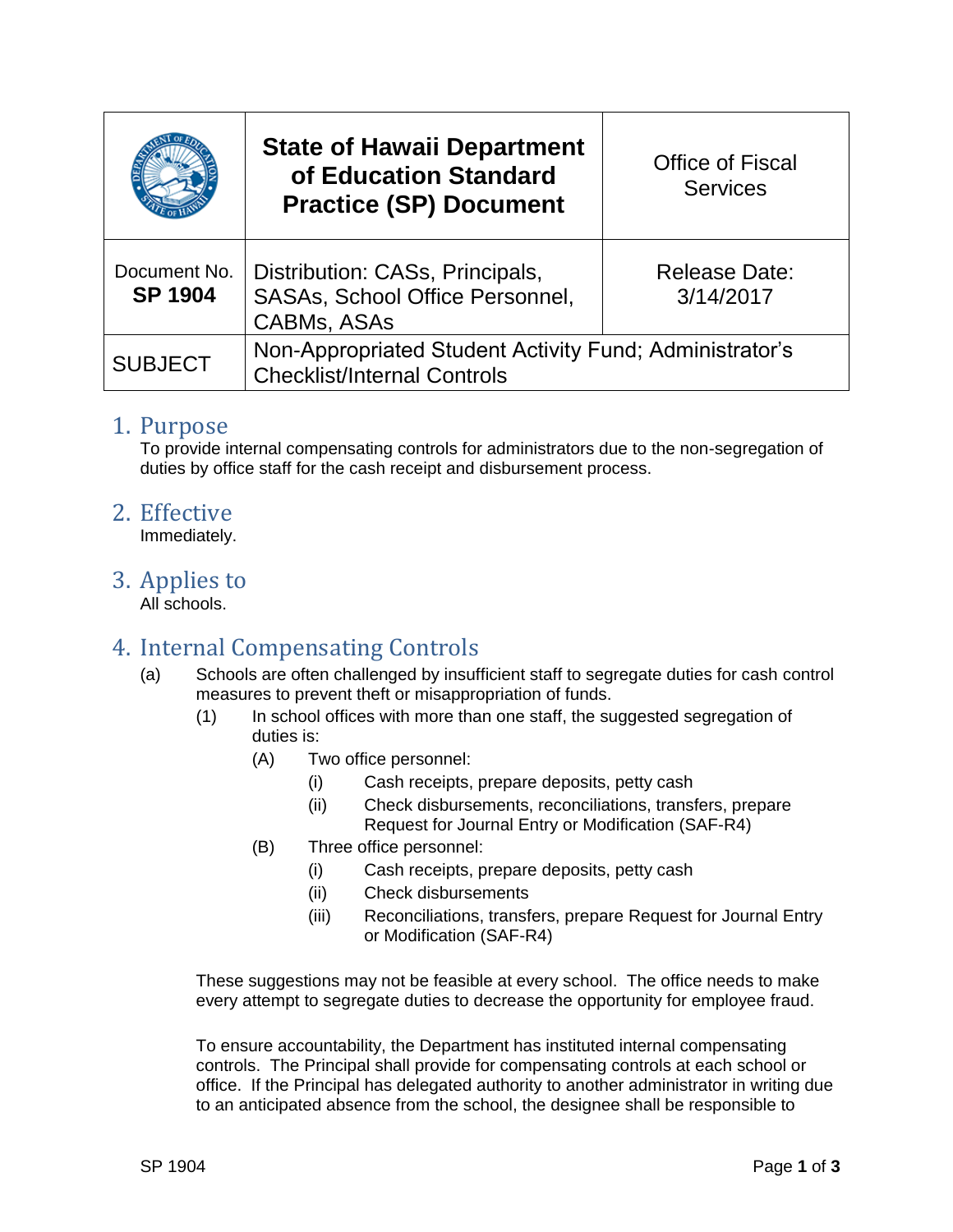| | State of Hawaii Department of Education Standard Practice (SP) Document | Office of Fiscal Services |
|---|---|---|
| Document No. **SP 1904** | Distribution: CASs, Principals, SASAs, School Office Personnel, CABMs, ASAs | Release Date: 3/14/2017 |
| SUBJECT | Non-Appropriated Student Activity Fund; Administrator's Checklist/Internal Controls | |

## 1. Purpose

To provide internal compensating controls for administrators due to the non-segregation of duties by office staff for the cash receipt and disbursement process.

## 2. Effective

Immediately.

## 3. Applies to

All schools.

## 4. Internal Compensating Controls

(a) Schools are often challenged by insufficient staff to segregate duties for cash control measures to prevent theft or misappropriation of funds.

- (1) In school offices with more than one staff, the suggested segregation of duties is:
  - (A) Two office personnel:
    - (i) Cash receipts, prepare deposits, petty cash
    - (ii) Check disbursements, reconciliations, transfers, prepare Request for Journal Entry or Modification (SAF-R4)
  - (B) Three office personnel:
    - (i) Cash receipts, prepare deposits, petty cash
    - (ii) Check disbursements
    - (iii) Reconciliations, transfers, prepare Request for Journal Entry or Modification (SAF-R4)

These suggestions may not be feasible at every school. The office needs to make every attempt to segregate duties to decrease the opportunity for employee fraud.

To ensure accountability, the Department has instituted internal compensating controls. The Principal shall provide for compensating controls at each school or office. If the Principal has delegated authority to another administrator in writing due to an anticipated absence from the school, the designee shall be responsible to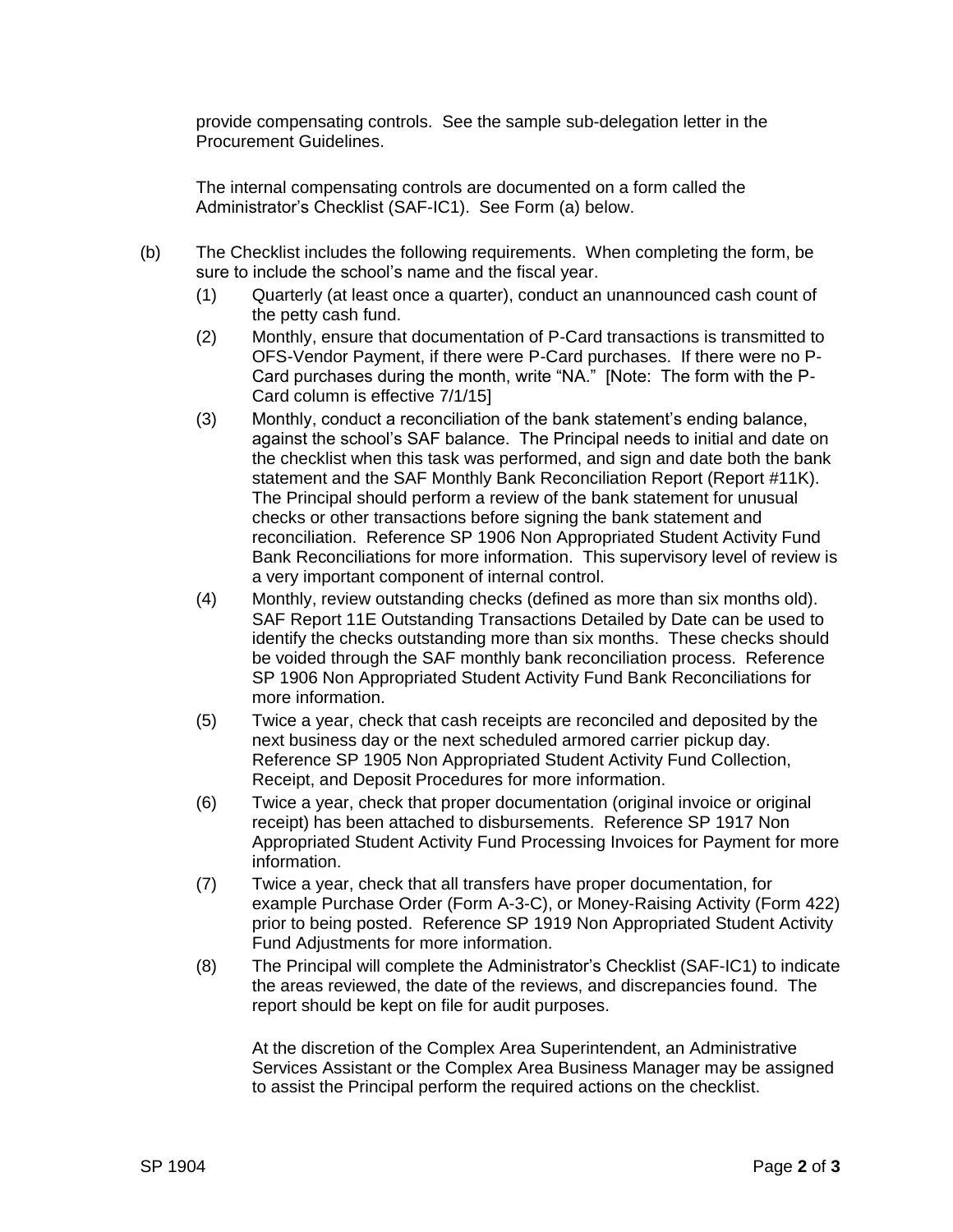provide compensating controls. See the sample sub-delegation letter in the Procurement Guidelines.

The internal compensating controls are documented on a form called the Administrator's Checklist (SAF-IC1). See Form (a) below.

(b) The Checklist includes the following requirements. When completing the form, be sure to include the school's name and the fiscal year.

(1) Quarterly (at least once a quarter), conduct an unannounced cash count of the petty cash fund.

(2) Monthly, ensure that documentation of P-Card transactions is transmitted to OFS-Vendor Payment, if there were P-Card purchases. If there were no P-Card purchases during the month, write "NA." [Note: The form with the P-Card column is effective 7/1/15]

(3) Monthly, conduct a reconciliation of the bank statement's ending balance, against the school's SAF balance. The Principal needs to initial and date on the checklist when this task was performed, and sign and date both the bank statement and the SAF Monthly Bank Reconciliation Report (Report #11K). The Principal should perform a review of the bank statement for unusual checks or other transactions before signing the bank statement and reconciliation. Reference SP 1906 Non Appropriated Student Activity Fund Bank Reconciliations for more information. This supervisory level of review is a very important component of internal control.

(4) Monthly, review outstanding checks (defined as more than six months old). SAF Report 11E Outstanding Transactions Detailed by Date can be used to identify the checks outstanding more than six months. These checks should be voided through the SAF monthly bank reconciliation process. Reference SP 1906 Non Appropriated Student Activity Fund Bank Reconciliations for more information.

(5) Twice a year, check that cash receipts are reconciled and deposited by the next business day or the next scheduled armored carrier pickup day. Reference SP 1905 Non Appropriated Student Activity Fund Collection, Receipt, and Deposit Procedures for more information.

(6) Twice a year, check that proper documentation (original invoice or original receipt) has been attached to disbursements. Reference SP 1917 Non Appropriated Student Activity Fund Processing Invoices for Payment for more information.

(7) Twice a year, check that all transfers have proper documentation, for example Purchase Order (Form A-3-C), or Money-Raising Activity (Form 422) prior to being posted. Reference SP 1919 Non Appropriated Student Activity Fund Adjustments for more information.

(8) The Principal will complete the Administrator's Checklist (SAF-IC1) to indicate the areas reviewed, the date of the reviews, and discrepancies found. The report should be kept on file for audit purposes.

At the discretion of the Complex Area Superintendent, an Administrative Services Assistant or the Complex Area Business Manager may be assigned to assist the Principal perform the required actions on the checklist.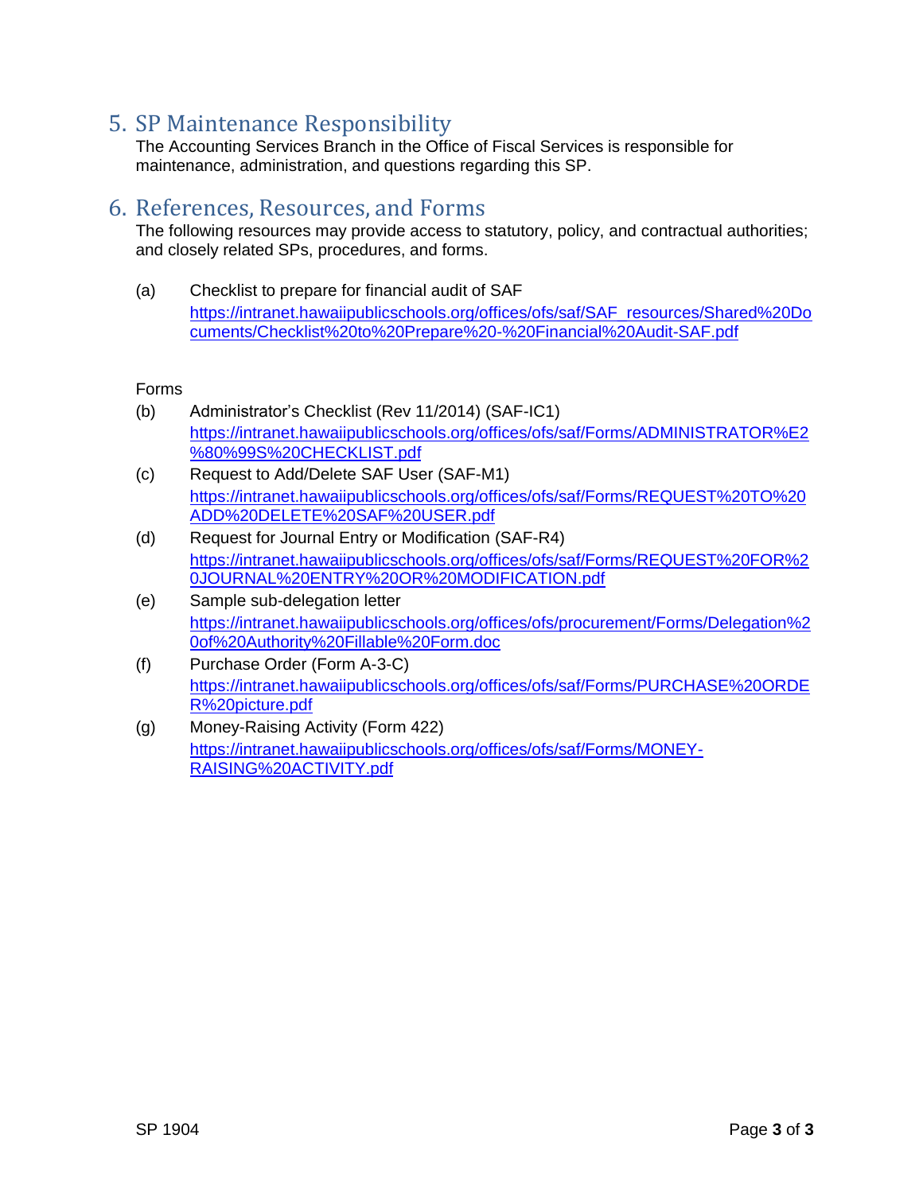## 5. SP Maintenance Responsibility

The Accounting Services Branch in the Office of Fiscal Services is responsible for maintenance, administration, and questions regarding this SP.

## 6. References, Resources, and Forms

The following resources may provide access to statutory, policy, and contractual authorities; and closely related SPs, procedures, and forms.

(a) Checklist to prepare for financial audit of SAF
https://intranet.hawaiipublicschools.org/offices/ofs/saf/SAF_resources/Shared%20Documents/Checklist%20to%20Prepare%20-%20Financial%20Audit-SAF.pdf

Forms

(b) Administrator's Checklist (Rev 11/2014) (SAF-IC1)
https://intranet.hawaiipublicschools.org/offices/ofs/saf/Forms/ADMINISTRATOR%E2%80%99S%20CHECKLIST.pdf

(c) Request to Add/Delete SAF User (SAF-M1)
https://intranet.hawaiipublicschools.org/offices/ofs/saf/Forms/REQUEST%20TO%20ADD%20DELETE%20SAF%20USER.pdf

(d) Request for Journal Entry or Modification (SAF-R4)
https://intranet.hawaiipublicschools.org/offices/ofs/saf/Forms/REQUEST%20FOR%20JOURNAL%20ENTRY%20OR%20MODIFICATION.pdf

(e) Sample sub-delegation letter
https://intranet.hawaiipublicschools.org/offices/ofs/procurement/Forms/Delegation%20of%20Authority%20Fillable%20Form.doc

(f) Purchase Order (Form A-3-C)
https://intranet.hawaiipublicschools.org/offices/ofs/saf/Forms/PURCHASE%20ORDER%20picture.pdf

(g) Money-Raising Activity (Form 422)
https://intranet.hawaiipublicschools.org/offices/ofs/saf/Forms/MONEY-RAISING%20ACTIVITY.pdf